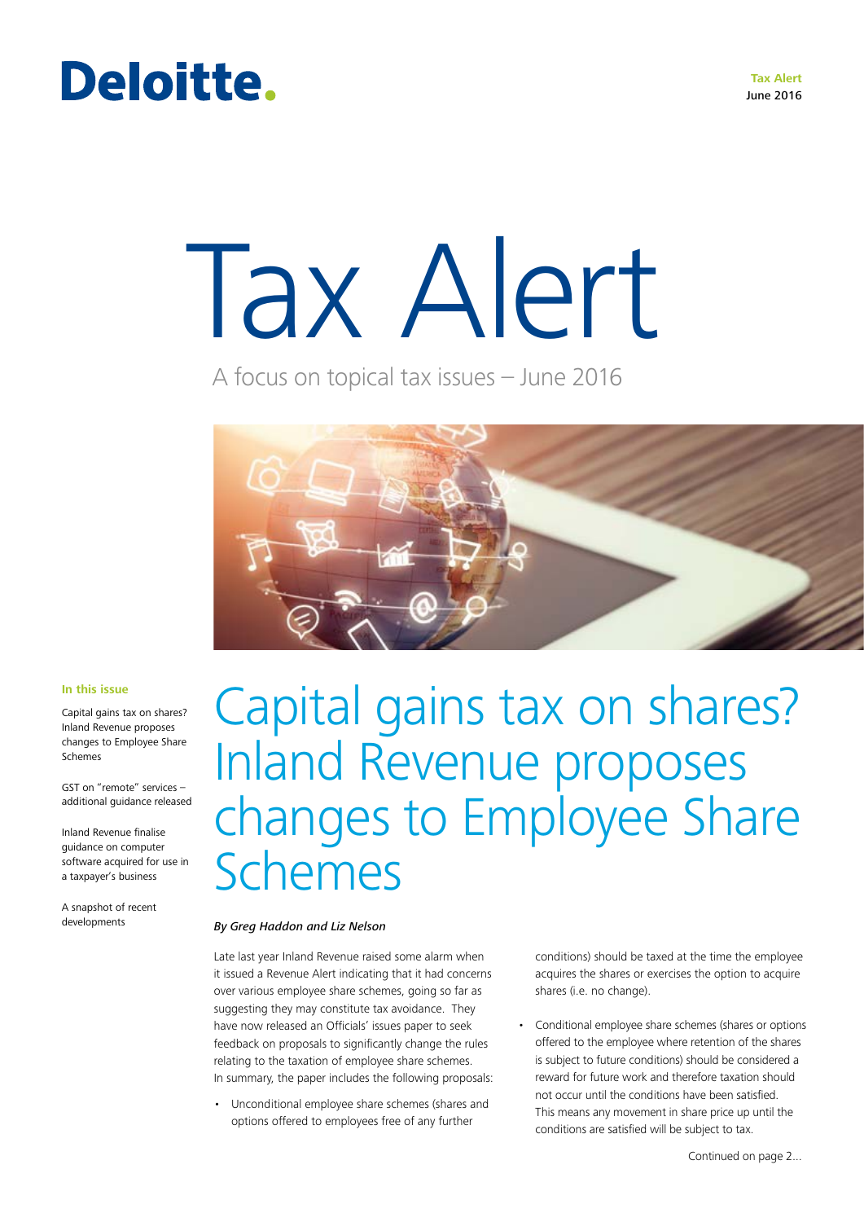Deloitte.

**Tax Alert**
June 2016

# Tax Alert

A focus on topical tax issues – June 2016

**In this issue**

Capital gains tax on shares? Inland Revenue proposes changes to Employee Share Schemes

GST on "remote" services – additional guidance released

Inland Revenue finalise guidance on computer software acquired for use in a taxpayer's business

A snapshot of recent developments

## Capital gains tax on shares? Inland Revenue proposes changes to Employee Share Schemes

***By Greg Haddon and Liz Nelson***

Late last year Inland Revenue raised some alarm when it issued a Revenue Alert indicating that it had concerns over various employee share schemes, going so far as suggesting they may constitute tax avoidance. They have now released an Officials' issues paper to seek feedback on proposals to significantly change the rules relating to the taxation of employee share schemes. In summary, the paper includes the following proposals:

- Unconditional employee share schemes (shares and options offered to employees free of any further conditions) should be taxed at the time the employee acquires the shares or exercises the option to acquire shares (i.e. no change).
- Conditional employee share schemes (shares or options offered to the employee where retention of the shares is subject to future conditions) should be considered a reward for future work and therefore taxation should not occur until the conditions have been satisfied. This means any movement in share price up until the conditions are satisfied will be subject to tax.

Continued on page 2...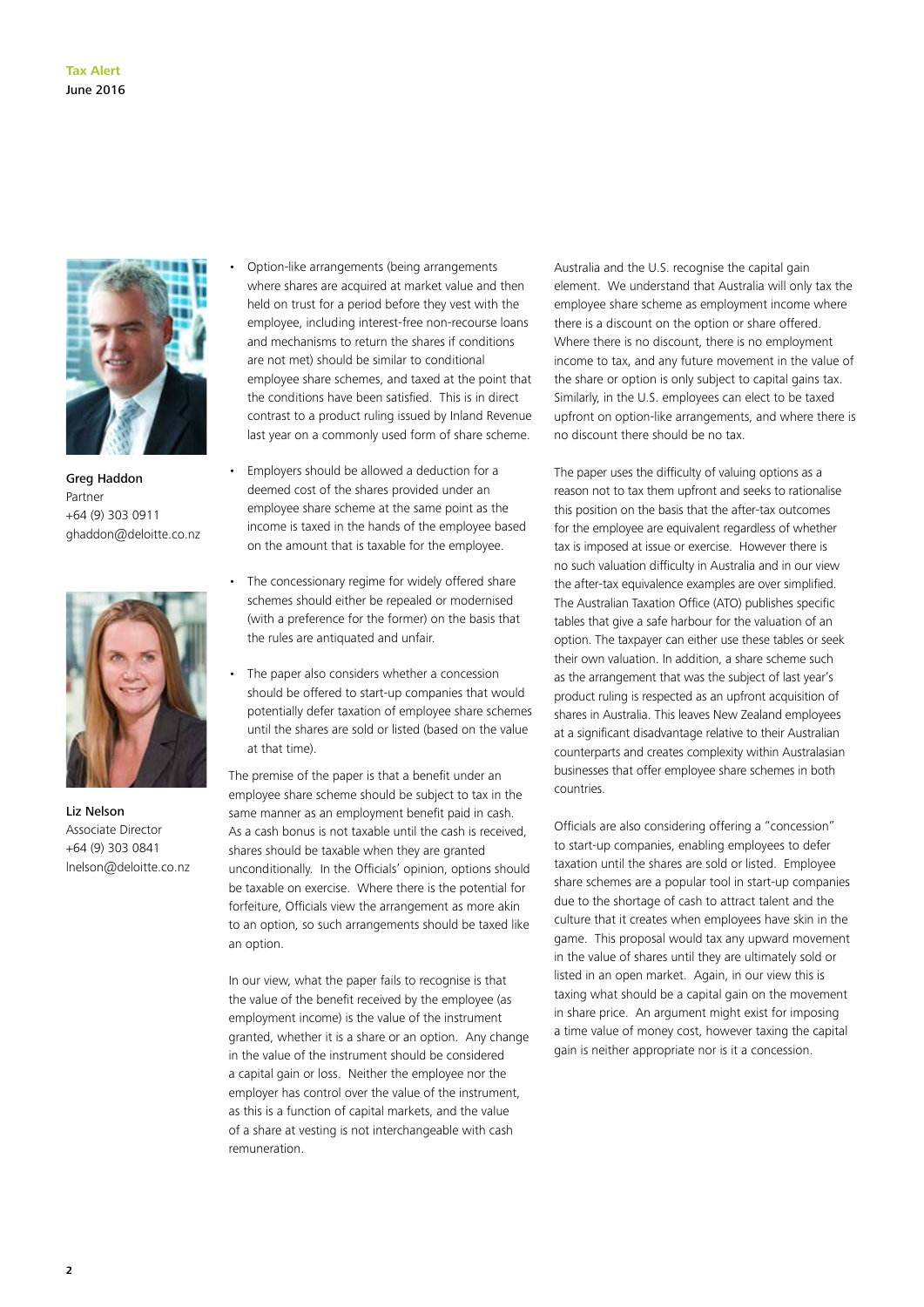Greg Haddon
Partner
+64 (9) 303 0911
ghaddon@deloitte.co.nz

Liz Nelson
Associate Director
+64 (9) 303 0841
lnelson@deloitte.co.nz

- Option-like arrangements (being arrangements where shares are acquired at market value and then held on trust for a period before they vest with the employee, including interest-free non-recourse loans and mechanisms to return the shares if conditions are not met) should be similar to conditional employee share schemes, and taxed at the point that the conditions have been satisfied. This is in direct contrast to a product ruling issued by Inland Revenue last year on a commonly used form of share scheme.
- Employers should be allowed a deduction for a deemed cost of the shares provided under an employee share scheme at the same point as the income is taxed in the hands of the employee based on the amount that is taxable for the employee.
- The concessionary regime for widely offered share schemes should either be repealed or modernised (with a preference for the former) on the basis that the rules are antiquated and unfair.
- The paper also considers whether a concession should be offered to start-up companies that would potentially defer taxation of employee share schemes until the shares are sold or listed (based on the value at that time).

The premise of the paper is that a benefit under an employee share scheme should be subject to tax in the same manner as an employment benefit paid in cash. As a cash bonus is not taxable until the cash is received, shares should be taxable when they are granted unconditionally. In the Officials' opinion, options should be taxable on exercise. Where there is the potential for forfeiture, Officials view the arrangement as more akin to an option, so such arrangements should be taxed like an option.

In our view, what the paper fails to recognise is that the value of the benefit received by the employee (as employment income) is the value of the instrument granted, whether it is a share or an option. Any change in the value of the instrument should be considered a capital gain or loss. Neither the employee nor the employer has control over the value of the instrument, as this is a function of capital markets, and the value of a share at vesting is not interchangeable with cash remuneration.

Australia and the U.S. recognise the capital gain element. We understand that Australia will only tax the employee share scheme as employment income where there is a discount on the option or share offered. Where there is no discount, there is no employment income to tax, and any future movement in the value of the share or option is only subject to capital gains tax. Similarly, in the U.S. employees can elect to be taxed upfront on option-like arrangements, and where there is no discount there should be no tax.

The paper uses the difficulty of valuing options as a reason not to tax them upfront and seeks to rationalise this position on the basis that the after-tax outcomes for the employee are equivalent regardless of whether tax is imposed at issue or exercise. However there is no such valuation difficulty in Australia and in our view the after-tax equivalence examples are over simplified. The Australian Taxation Office (ATO) publishes specific tables that give a safe harbour for the valuation of an option. The taxpayer can either use these tables or seek their own valuation. In addition, a share scheme such as the arrangement that was the subject of last year's product ruling is respected as an upfront acquisition of shares in Australia. This leaves New Zealand employees at a significant disadvantage relative to their Australian counterparts and creates complexity within Australasian businesses that offer employee share schemes in both countries.

Officials are also considering offering a "concession" to start-up companies, enabling employees to defer taxation until the shares are sold or listed. Employee share schemes are a popular tool in start-up companies due to the shortage of cash to attract talent and the culture that it creates when employees have skin in the game. This proposal would tax any upward movement in the value of shares until they are ultimately sold or listed in an open market. Again, in our view this is taxing what should be a capital gain on the movement in share price. An argument might exist for imposing a time value of money cost, however taxing the capital gain is neither appropriate nor is it a concession.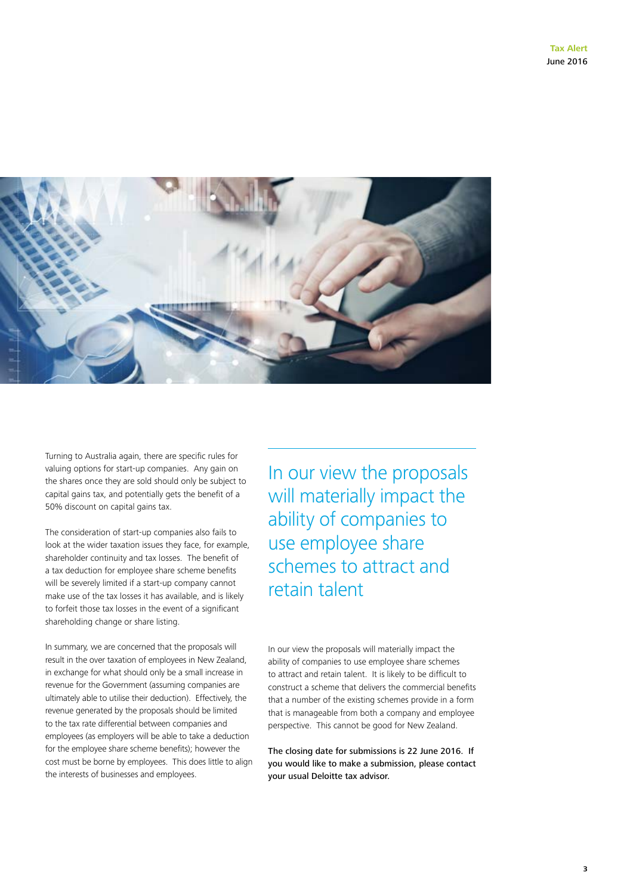Turning to Australia again, there are specific rules for valuing options for start-up companies. Any gain on the shares once they are sold should only be subject to capital gains tax, and potentially gets the benefit of a 50% discount on capital gains tax.

The consideration of start-up companies also fails to look at the wider taxation issues they face, for example, shareholder continuity and tax losses. The benefit of a tax deduction for employee share scheme benefits will be severely limited if a start-up company cannot make use of the tax losses it has available, and is likely to forfeit those tax losses in the event of a significant shareholding change or share listing.

In summary, we are concerned that the proposals will result in the over taxation of employees in New Zealand, in exchange for what should only be a small increase in revenue for the Government (assuming companies are ultimately able to utilise their deduction). Effectively, the revenue generated by the proposals should be limited to the tax rate differential between companies and employees (as employers will be able to take a deduction for the employee share scheme benefits); however the cost must be borne by employees. This does little to align the interests of businesses and employees.

> In our view the proposals will materially impact the ability of companies to use employee share schemes to attract and retain talent

In our view the proposals will materially impact the ability of companies to use employee share schemes to attract and retain talent. It is likely to be difficult to construct a scheme that delivers the commercial benefits that a number of the existing schemes provide in a form that is manageable from both a company and employee perspective. This cannot be good for New Zealand.

**The closing date for submissions is 22 June 2016. If you would like to make a submission, please contact your usual Deloitte tax advisor.**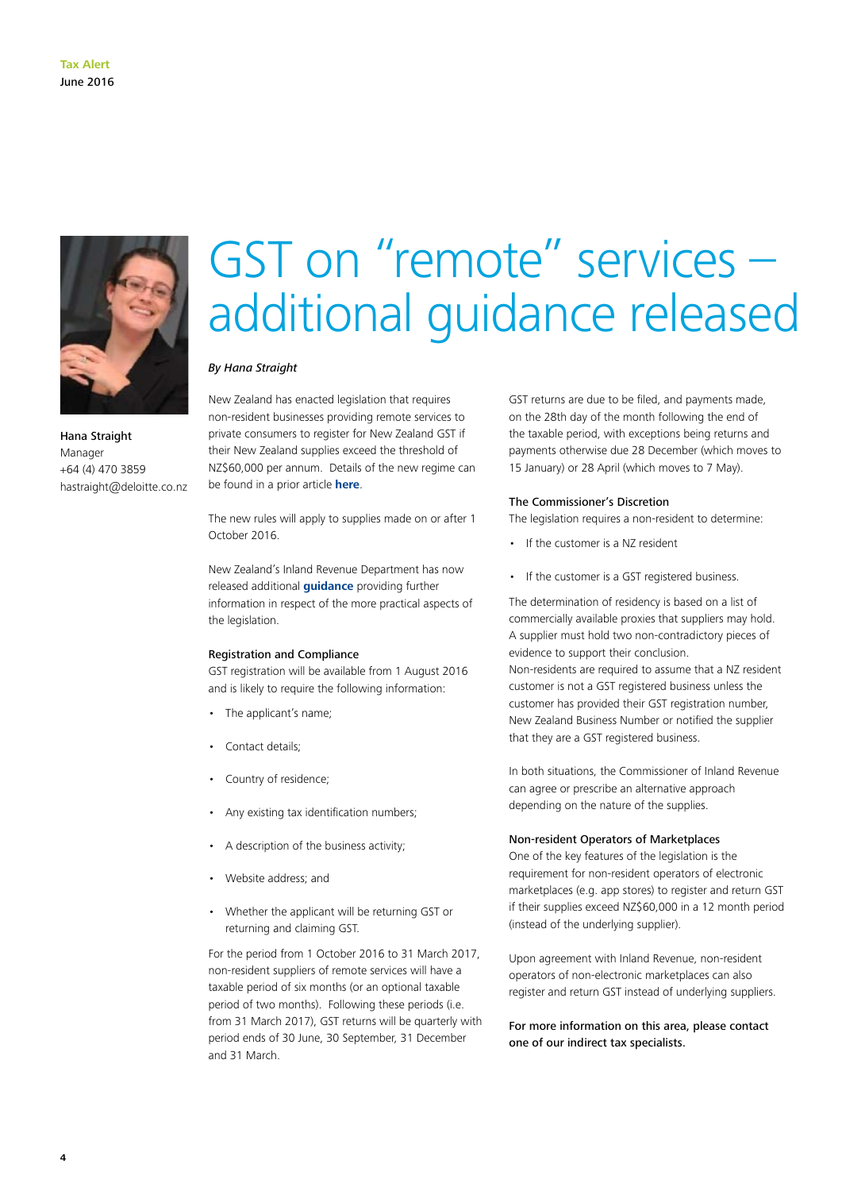# GST on "remote" services – additional guidance released

Hana Straight
Manager
+64 (4) 470 3859
hastraight@deloitte.co.nz

*By Hana Straight*

New Zealand has enacted legislation that requires non-resident businesses providing remote services to private consumers to register for New Zealand GST if their New Zealand supplies exceed the threshold of NZ$60,000 per annum. Details of the new regime can be found in a prior article **here**.

The new rules will apply to supplies made on or after 1 October 2016.

New Zealand's Inland Revenue Department has now released additional **guidance** providing further information in respect of the more practical aspects of the legislation.

#### Registration and Compliance

GST registration will be available from 1 August 2016 and is likely to require the following information:

- The applicant's name;
- Contact details;
- Country of residence;
- Any existing tax identification numbers;
- A description of the business activity;
- Website address; and
- Whether the applicant will be returning GST or returning and claiming GST.

For the period from 1 October 2016 to 31 March 2017, non-resident suppliers of remote services will have a taxable period of six months (or an optional taxable period of two months). Following these periods (i.e. from 31 March 2017), GST returns will be quarterly with period ends of 30 June, 30 September, 31 December and 31 March.

GST returns are due to be filed, and payments made, on the 28th day of the month following the end of the taxable period, with exceptions being returns and payments otherwise due 28 December (which moves to 15 January) or 28 April (which moves to 7 May).

#### The Commissioner's Discretion

The legislation requires a non-resident to determine:

- If the customer is a NZ resident
- If the customer is a GST registered business.

The determination of residency is based on a list of commercially available proxies that suppliers may hold. A supplier must hold two non-contradictory pieces of evidence to support their conclusion.
Non-residents are required to assume that a NZ resident customer is not a GST registered business unless the customer has provided their GST registration number, New Zealand Business Number or notified the supplier that they are a GST registered business.

In both situations, the Commissioner of Inland Revenue can agree or prescribe an alternative approach depending on the nature of the supplies.

#### Non-resident Operators of Marketplaces

One of the key features of the legislation is the requirement for non-resident operators of electronic marketplaces (e.g. app stores) to register and return GST if their supplies exceed NZ$60,000 in a 12 month period (instead of the underlying supplier).

Upon agreement with Inland Revenue, non-resident operators of non-electronic marketplaces can also register and return GST instead of underlying suppliers.

**For more information on this area, please contact one of our indirect tax specialists.**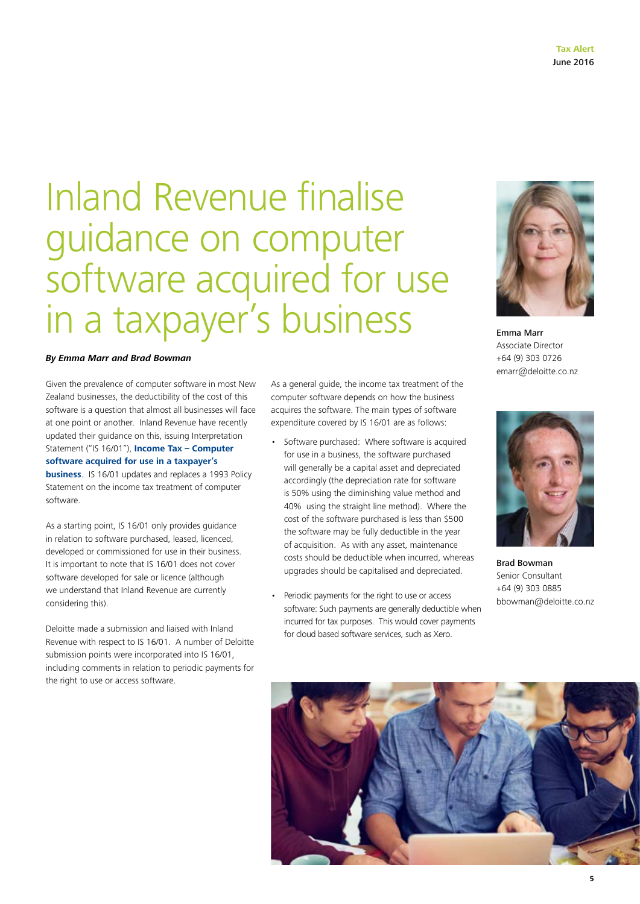# Inland Revenue finalise guidance on computer software acquired for use in a taxpayer's business

***By Emma Marr and Brad Bowman***

Given the prevalence of computer software in most New Zealand businesses, the deductibility of the cost of this software is a question that almost all businesses will face at one point or another. Inland Revenue have recently updated their guidance on this, issuing Interpretation Statement ("IS 16/01"), **Income Tax – Computer software acquired for use in a taxpayer's business**. IS 16/01 updates and replaces a 1993 Policy Statement on the income tax treatment of computer software.

As a starting point, IS 16/01 only provides guidance in relation to software purchased, leased, licenced, developed or commissioned for use in their business. It is important to note that IS 16/01 does not cover software developed for sale or licence (although we understand that Inland Revenue are currently considering this).

Deloitte made a submission and liaised with Inland Revenue with respect to IS 16/01. A number of Deloitte submission points were incorporated into IS 16/01, including comments in relation to periodic payments for the right to use or access software.

As a general guide, the income tax treatment of the computer software depends on how the business acquires the software. The main types of software expenditure covered by IS 16/01 are as follows:

- Software purchased: Where software is acquired for use in a business, the software purchased will generally be a capital asset and depreciated accordingly (the depreciation rate for software is 50% using the diminishing value method and 40% using the straight line method). Where the cost of the software purchased is less than $500 the software may be fully deductible in the year of acquisition. As with any asset, maintenance costs should be deductible when incurred, whereas upgrades should be capitalised and depreciated.

- Periodic payments for the right to use or access software: Such payments are generally deductible when incurred for tax purposes. This would cover payments for cloud based software services, such as Xero.

**Emma Marr**
Associate Director
+64 (9) 303 0726
emarr@deloitte.co.nz

**Brad Bowman**
Senior Consultant
+64 (9) 303 0885
bbowman@deloitte.co.nz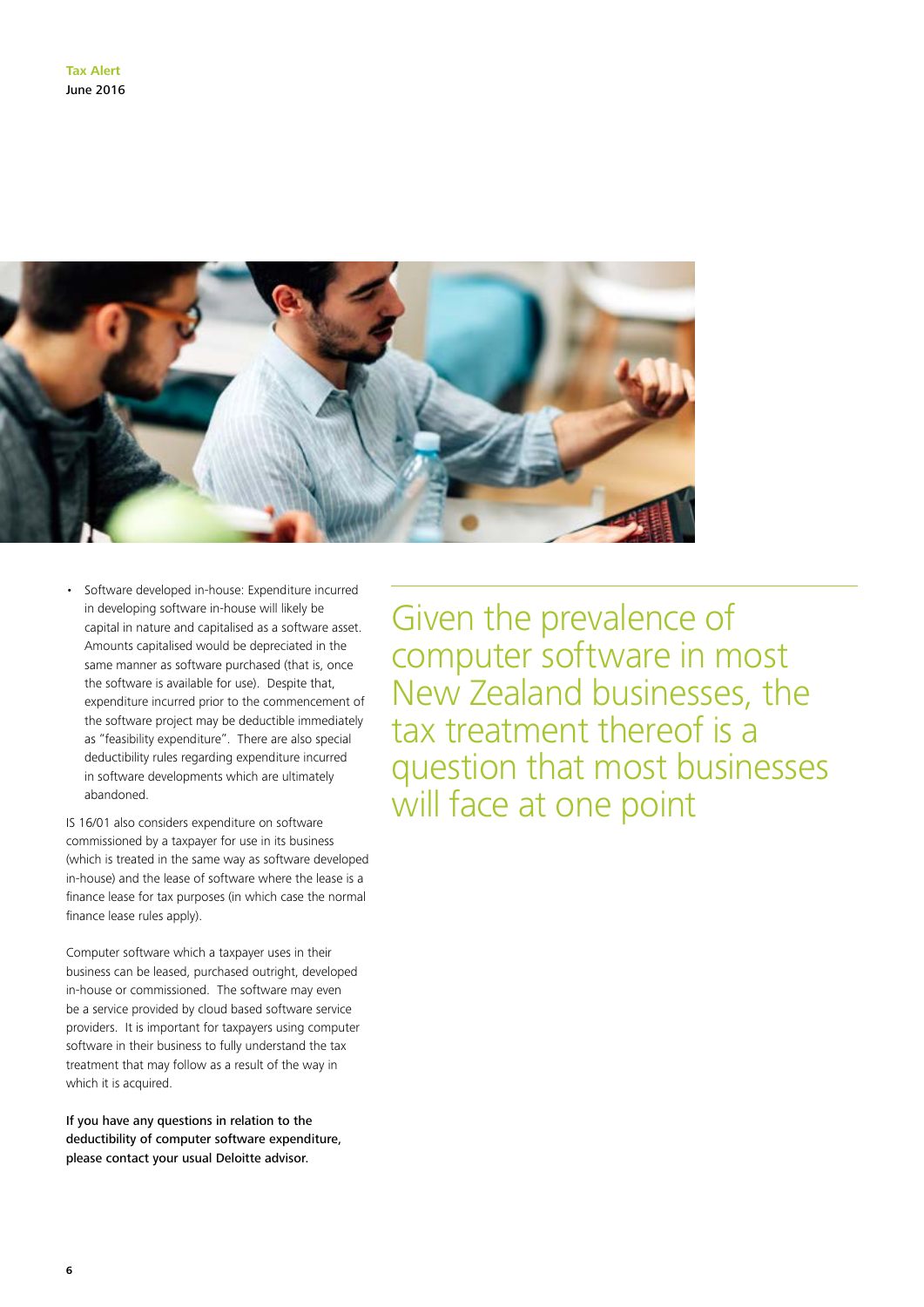- Software developed in-house: Expenditure incurred in developing software in-house will likely be capital in nature and capitalised as a software asset. Amounts capitalised would be depreciated in the same manner as software purchased (that is, once the software is available for use). Despite that, expenditure incurred prior to the commencement of the software project may be deductible immediately as "feasibility expenditure". There are also special deductibility rules regarding expenditure incurred in software developments which are ultimately abandoned.

IS 16/01 also considers expenditure on software commissioned by a taxpayer for use in its business (which is treated in the same way as software developed in-house) and the lease of software where the lease is a finance lease for tax purposes (in which case the normal finance lease rules apply).

Computer software which a taxpayer uses in their business can be leased, purchased outright, developed in-house or commissioned. The software may even be a service provided by cloud based software service providers. It is important for taxpayers using computer software in their business to fully understand the tax treatment that may follow as a result of the way in which it is acquired.

**If you have any questions in relation to the deductibility of computer software expenditure, please contact your usual Deloitte advisor.**

> Given the prevalence of computer software in most New Zealand businesses, the tax treatment thereof is a question that most businesses will face at one point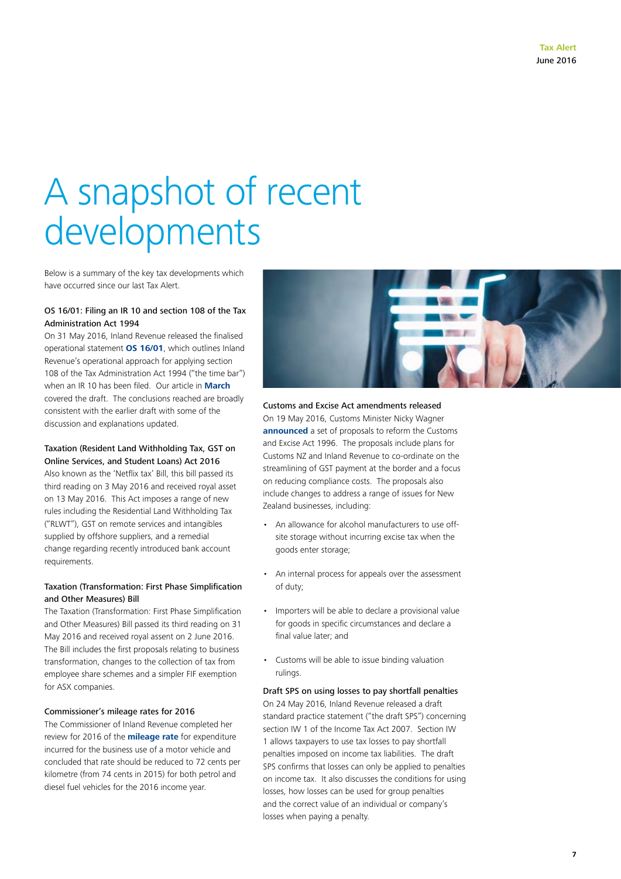# A snapshot of recent developments

Below is a summary of the key tax developments which have occurred since our last Tax Alert.

### OS 16/01: Filing an IR 10 and section 108 of the Tax Administration Act 1994

On 31 May 2016, Inland Revenue released the finalised operational statement **OS 16/01**, which outlines Inland Revenue's operational approach for applying section 108 of the Tax Administration Act 1994 ("the time bar") when an IR 10 has been filed. Our article in **March** covered the draft. The conclusions reached are broadly consistent with the earlier draft with some of the discussion and explanations updated.

### Taxation (Resident Land Withholding Tax, GST on Online Services, and Student Loans) Act 2016

Also known as the 'Netflix tax' Bill, this bill passed its third reading on 3 May 2016 and received royal asset on 13 May 2016. This Act imposes a range of new rules including the Residential Land Withholding Tax ("RLWT"), GST on remote services and intangibles supplied by offshore suppliers, and a remedial change regarding recently introduced bank account requirements.

### Taxation (Transformation: First Phase Simplification and Other Measures) Bill

The Taxation (Transformation: First Phase Simplification and Other Measures) Bill passed its third reading on 31 May 2016 and received royal assent on 2 June 2016. The Bill includes the first proposals relating to business transformation, changes to the collection of tax from employee share schemes and a simpler FIF exemption for ASX companies.

### Commissioner's mileage rates for 2016

The Commissioner of Inland Revenue completed her review for 2016 of the **mileage rate** for expenditure incurred for the business use of a motor vehicle and concluded that rate should be reduced to 72 cents per kilometre (from 74 cents in 2015) for both petrol and diesel fuel vehicles for the 2016 income year.

### Customs and Excise Act amendments released

On 19 May 2016, Customs Minister Nicky Wagner **announced** a set of proposals to reform the Customs and Excise Act 1996. The proposals include plans for Customs NZ and Inland Revenue to co-ordinate on the streamlining of GST payment at the border and a focus on reducing compliance costs. The proposals also include changes to address a range of issues for New Zealand businesses, including:

- An allowance for alcohol manufacturers to use off-site storage without incurring excise tax when the goods enter storage;
- An internal process for appeals over the assessment of duty;
- Importers will be able to declare a provisional value for goods in specific circumstances and declare a final value later; and
- Customs will be able to issue binding valuation rulings.

### Draft SPS on using losses to pay shortfall penalties

On 24 May 2016, Inland Revenue released a draft standard practice statement ("the draft SPS") concerning section IW 1 of the Income Tax Act 2007. Section IW 1 allows taxpayers to use tax losses to pay shortfall penalties imposed on income tax liabilities. The draft SPS confirms that losses can only be applied to penalties on income tax. It also discusses the conditions for using losses, how losses can be used for group penalties and the correct value of an individual or company's losses when paying a penalty.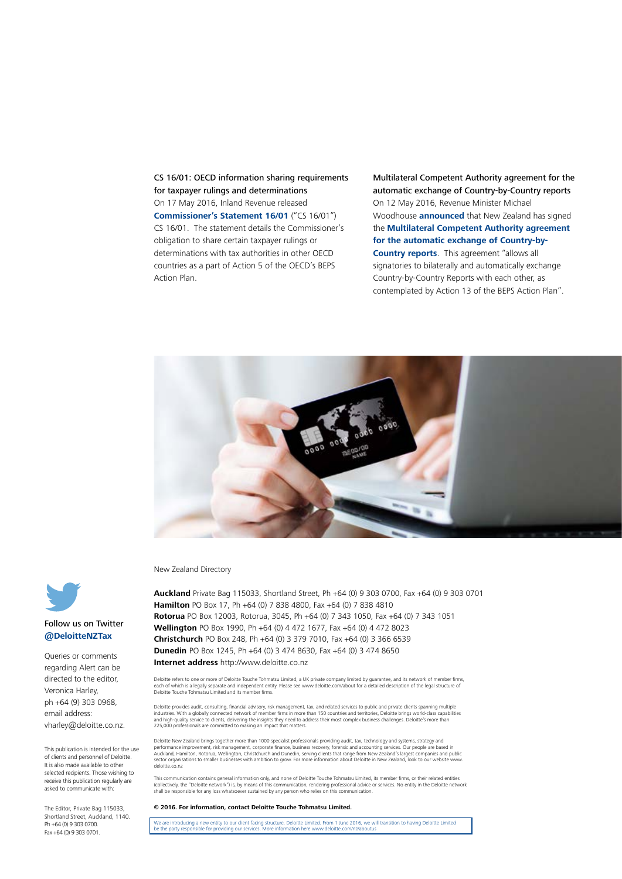### CS 16/01: OECD information sharing requirements for taxpayer rulings and determinations

On 17 May 2016, Inland Revenue released **Commissioner's Statement 16/01** ("CS 16/01") CS 16/01. The statement details the Commissioner's obligation to share certain taxpayer rulings or determinations with tax authorities in other OECD countries as a part of Action 5 of the OECD's BEPS Action Plan.

### Multilateral Competent Authority agreement for the automatic exchange of Country-by-Country reports

On 12 May 2016, Revenue Minister Michael Woodhouse **announced** that New Zealand has signed the **Multilateral Competent Authority agreement for the automatic exchange of Country-by-Country reports**. This agreement "allows all signatories to bilaterally and automatically exchange Country-by-Country Reports with each other, as contemplated by Action 13 of the BEPS Action Plan".

Follow us on Twitter **@DeloitteNZTax**

Queries or comments regarding Alert can be directed to the editor, Veronica Harley, ph +64 (9) 303 0968, email address: vharley@deloitte.co.nz.

This publication is intended for the use of clients and personnel of Deloitte. It is also made available to other selected recipients. Those wishing to receive this publication regularly are asked to communicate with:

The Editor, Private Bag 115033, Shortland Street, Auckland, 1140. Ph +64 (0) 9 303 0700. Fax +64 (0) 9 303 0701.

New Zealand Directory

**Auckland** Private Bag 115033, Shortland Street, Ph +64 (0) 9 303 0700, Fax +64 (0) 9 303 0701
**Hamilton** PO Box 17, Ph +64 (0) 7 838 4800, Fax +64 (0) 7 838 4810
**Rotorua** PO Box 12003, Rotorua, 3045, Ph +64 (0) 7 343 1050, Fax +64 (0) 7 343 1051
**Wellington** PO Box 1990, Ph +64 (0) 4 472 1677, Fax +64 (0) 4 472 8023
**Christchurch** PO Box 248, Ph +64 (0) 3 379 7010, Fax +64 (0) 3 366 6539
**Dunedin** PO Box 1245, Ph +64 (0) 3 474 8630, Fax +64 (0) 3 474 8650
**Internet address** http://www.deloitte.co.nz

Deloitte refers to one or more of Deloitte Touche Tohmatsu Limited, a UK private company limited by guarantee, and its network of member firms, each of which is a legally separate and independent entity. Please see www.deloitte.com/about for a detailed description of the legal structure of Deloitte Touche Tohmatsu Limited and its member firms.

Deloitte provides audit, consulting, financial advisory, risk management, tax, and related services to public and private clients spanning multiple industries. With a globally connected network of member firms in more than 150 countries and territories, Deloitte brings world-class capabilities and high-quality service to clients, delivering the insights they need to address their most complex business challenges. Deloitte's more than 225,000 professionals are committed to making an impact that matters.

Deloitte New Zealand brings together more than 1000 specialist professionals providing audit, tax, technology and systems, strategy and performance improvement, risk management, corporate finance, business recovery, forensic and accounting services. Our people are based in Auckland, Hamilton, Rotorua, Wellington, Christchurch and Dunedin, serving clients that range from New Zealand's largest companies and public sector organisations to smaller businesses with ambition to grow. For more information about Deloitte in New Zealand, look to our website www.deloitte.co.nz

This communication contains general information only, and none of Deloitte Touche Tohmatsu Limited, its member firms, or their related entities (collectively, the "Deloitte network") is, by means of this communication, rendering professional advice or services. No entity in the Deloitte network shall be responsible for any loss whatsoever sustained by any person who relies on this communication.

**© 2016. For information, contact Deloitte Touche Tohmatsu Limited.**

We are introducing a new entity to our client facing structure, Deloitte Limited. From 1 June 2016, we will transition to having Deloitte Limited be the party responsible for providing our services. More information here www.deloitte.com/nz/aboutus